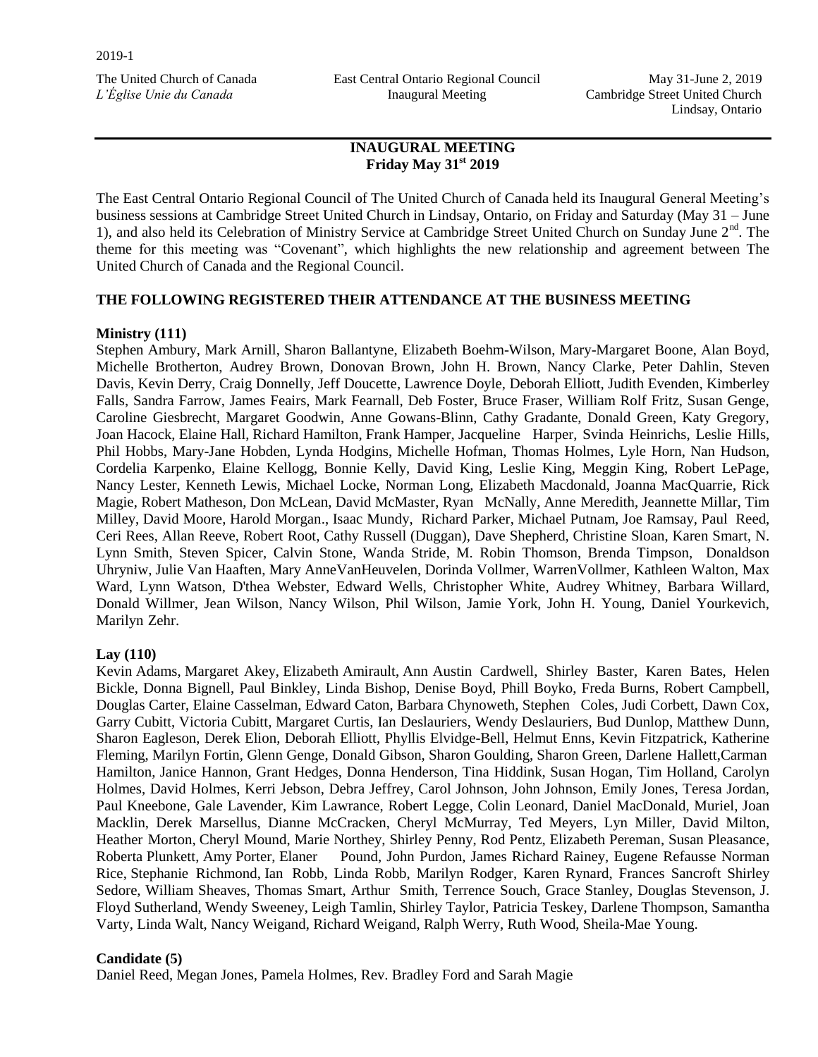2019-1

The United Church of Canada
*L'Église Unie du Canada*

East Central Ontario Regional Council
Inaugural Meeting

May 31-June 2, 2019
Cambridge Street United Church
Lindsay, Ontario

## INAUGURAL MEETING
### Friday May 31st 2019

The East Central Ontario Regional Council of The United Church of Canada held its Inaugural General Meeting's business sessions at Cambridge Street United Church in Lindsay, Ontario, on Friday and Saturday (May 31 – June 1), and also held its Celebration of Ministry Service at Cambridge Street United Church on Sunday June 2nd. The theme for this meeting was "Covenant", which highlights the new relationship and agreement between The United Church of Canada and the Regional Council.

### THE FOLLOWING REGISTERED THEIR ATTENDANCE AT THE BUSINESS MEETING

**Ministry (111)**
Stephen Ambury, Mark Arnill, Sharon Ballantyne, Elizabeth Boehm-Wilson, Mary-Margaret Boone, Alan Boyd, Michelle Brotherton, Audrey Brown, Donovan Brown, John H. Brown, Nancy Clarke, Peter Dahlin, Steven Davis, Kevin Derry, Craig Donnelly, Jeff Doucette, Lawrence Doyle, Deborah Elliott, Judith Evenden, Kimberley Falls, Sandra Farrow, James Feairs, Mark Fearnall, Deb Foster, Bruce Fraser, William Rolf Fritz, Susan Genge, Caroline Giesbrecht, Margaret Goodwin, Anne Gowans-Blinn, Cathy Gradante, Donald Green, Katy Gregory, Joan Hacock, Elaine Hall, Richard Hamilton, Frank Hamper, Jacqueline Harper, Svinda Heinrichs, Leslie Hills, Phil Hobbs, Mary-Jane Hobden, Lynda Hodgins, Michelle Hofman, Thomas Holmes, Lyle Horn, Nan Hudson, Cordelia Karpenko, Elaine Kellogg, Bonnie Kelly, David King, Leslie King, Meggin King, Robert LePage, Nancy Lester, Kenneth Lewis, Michael Locke, Norman Long, Elizabeth Macdonald, Joanna MacQuarrie, Rick Magie, Robert Matheson, Don McLean, David McMaster, Ryan McNally, Anne Meredith, Jeannette Millar, Tim Milley, David Moore, Harold Morgan., Isaac Mundy, Richard Parker, Michael Putnam, Joe Ramsay, Paul Reed, Ceri Rees, Allan Reeve, Robert Root, Cathy Russell (Duggan), Dave Shepherd, Christine Sloan, Karen Smart, N. Lynn Smith, Steven Spicer, Calvin Stone, Wanda Stride, M. Robin Thomson, Brenda Timpson, Donaldson Uhryniw, Julie Van Haaften, Mary AnneVanHeuvelen, Dorinda Vollmer, WarrenVollmer, Kathleen Walton, Max Ward, Lynn Watson, D'thea Webster, Edward Wells, Christopher White, Audrey Whitney, Barbara Willard, Donald Willmer, Jean Wilson, Nancy Wilson, Phil Wilson, Jamie York, John H. Young, Daniel Yourkevich, Marilyn Zehr.

**Lay (110)**
Kevin Adams, Margaret Akey, Elizabeth Amirault, Ann Austin Cardwell, Shirley Baster, Karen Bates, Helen Bickle, Donna Bignell, Paul Binkley, Linda Bishop, Denise Boyd, Phill Boyko, Freda Burns, Robert Campbell, Douglas Carter, Elaine Casselman, Edward Caton, Barbara Chynoweth, Stephen Coles, Judi Corbett, Dawn Cox, Garry Cubitt, Victoria Cubitt, Margaret Curtis, Ian Deslauriers, Wendy Deslauriers, Bud Dunlop, Matthew Dunn, Sharon Eagleson, Derek Elion, Deborah Elliott, Phyllis Elvidge-Bell, Helmut Enns, Kevin Fitzpatrick, Katherine Fleming, Marilyn Fortin, Glenn Genge, Donald Gibson, Sharon Goulding, Sharon Green, Darlene Hallett,Carman Hamilton, Janice Hannon, Grant Hedges, Donna Henderson, Tina Hiddink, Susan Hogan, Tim Holland, Carolyn Holmes, David Holmes, Kerri Jebson, Debra Jeffrey, Carol Johnson, John Johnson, Emily Jones, Teresa Jordan, Paul Kneebone, Gale Lavender, Kim Lawrance, Robert Legge, Colin Leonard, Daniel MacDonald, Muriel, Joan Macklin, Derek Marsellus, Dianne McCracken, Cheryl McMurray, Ted Meyers, Lyn Miller, David Milton, Heather Morton, Cheryl Mound, Marie Northey, Shirley Penny, Rod Pentz, Elizabeth Pereman, Susan Pleasance, Roberta Plunkett, Amy Porter, Elaner Pound, John Purdon, James Richard Rainey, Eugene Refausse Norman Rice, Stephanie Richmond, Ian Robb, Linda Robb, Marilyn Rodger, Karen Rynard, Frances Sancroft Shirley Sedore, William Sheaves, Thomas Smart, Arthur Smith, Terrence Souch, Grace Stanley, Douglas Stevenson, J. Floyd Sutherland, Wendy Sweeney, Leigh Tamlin, Shirley Taylor, Patricia Teskey, Darlene Thompson, Samantha Varty, Linda Walt, Nancy Weigand, Richard Weigand, Ralph Werry, Ruth Wood, Sheila-Mae Young.

**Candidate (5)**
Daniel Reed, Megan Jones, Pamela Holmes, Rev. Bradley Ford and Sarah Magie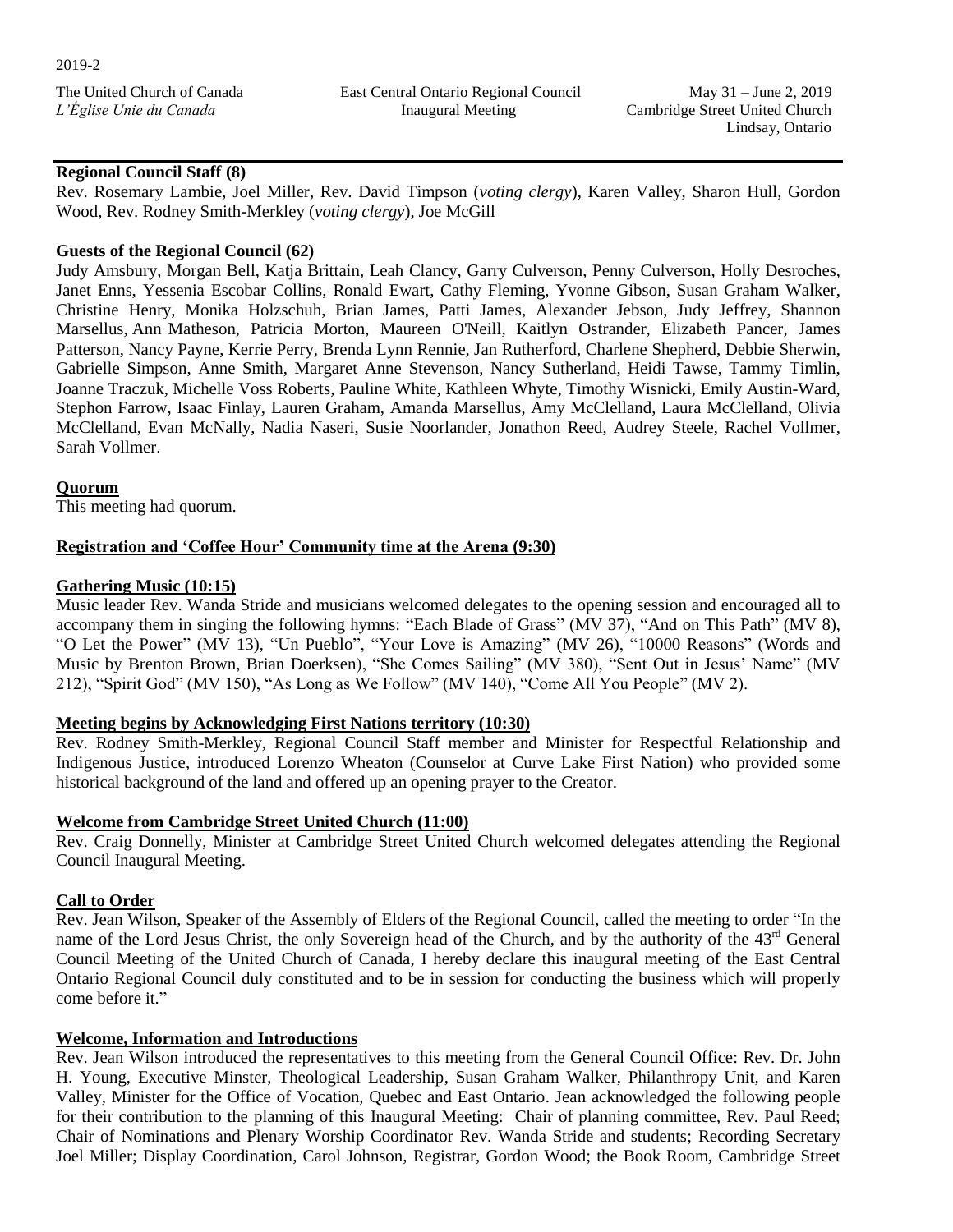**Regional Council Staff (8)**

Rev. Rosemary Lambie, Joel Miller, Rev. David Timpson (*voting clergy*), Karen Valley, Sharon Hull, Gordon Wood, Rev. Rodney Smith-Merkley (*voting clergy*), Joe McGill

**Guests of the Regional Council (62)**

Judy Amsbury, Morgan Bell, Katja Brittain, Leah Clancy, Garry Culverson, Penny Culverson, Holly Desroches, Janet Enns, Yessenia Escobar Collins, Ronald Ewart, Cathy Fleming, Yvonne Gibson, Susan Graham Walker, Christine Henry, Monika Holzschuh, Brian James, Patti James, Alexander Jebson, Judy Jeffrey, Shannon Marsellus, Ann Matheson, Patricia Morton, Maureen O'Neill, Kaitlyn Ostrander, Elizabeth Pancer, James Patterson, Nancy Payne, Kerrie Perry, Brenda Lynn Rennie, Jan Rutherford, Charlene Shepherd, Debbie Sherwin, Gabrielle Simpson, Anne Smith, Margaret Anne Stevenson, Nancy Sutherland, Heidi Tawse, Tammy Timlin, Joanne Traczuk, Michelle Voss Roberts, Pauline White, Kathleen Whyte, Timothy Wisnicki, Emily Austin-Ward, Stephon Farrow, Isaac Finlay, Lauren Graham, Amanda Marsellus, Amy McClelland, Laura McClelland, Olivia McClelland, Evan McNally, Nadia Naseri, Susie Noorlander, Jonathon Reed, Audrey Steele, Rachel Vollmer, Sarah Vollmer.

**Quorum**

This meeting had quorum.

**Registration and 'Coffee Hour' Community time at the Arena (9:30)**

**Gathering Music (10:15)**

Music leader Rev. Wanda Stride and musicians welcomed delegates to the opening session and encouraged all to accompany them in singing the following hymns: "Each Blade of Grass" (MV 37), "And on This Path" (MV 8), "O Let the Power" (MV 13), "Un Pueblo", "Your Love is Amazing" (MV 26), "10000 Reasons" (Words and Music by Brenton Brown, Brian Doerksen), "She Comes Sailing" (MV 380), "Sent Out in Jesus' Name" (MV 212), "Spirit God" (MV 150), "As Long as We Follow" (MV 140), "Come All You People" (MV 2).

**Meeting begins by Acknowledging First Nations territory (10:30)**

Rev. Rodney Smith-Merkley, Regional Council Staff member and Minister for Respectful Relationship and Indigenous Justice, introduced Lorenzo Wheaton (Counselor at Curve Lake First Nation) who provided some historical background of the land and offered up an opening prayer to the Creator.

**Welcome from Cambridge Street United Church (11:00)**

Rev. Craig Donnelly, Minister at Cambridge Street United Church welcomed delegates attending the Regional Council Inaugural Meeting.

**Call to Order**

Rev. Jean Wilson, Speaker of the Assembly of Elders of the Regional Council, called the meeting to order "In the name of the Lord Jesus Christ, the only Sovereign head of the Church, and by the authority of the 43rd General Council Meeting of the United Church of Canada, I hereby declare this inaugural meeting of the East Central Ontario Regional Council duly constituted and to be in session for conducting the business which will properly come before it."

**Welcome, Information and Introductions**

Rev. Jean Wilson introduced the representatives to this meeting from the General Council Office: Rev. Dr. John H. Young, Executive Minster, Theological Leadership, Susan Graham Walker, Philanthropy Unit, and Karen Valley, Minister for the Office of Vocation, Quebec and East Ontario. Jean acknowledged the following people for their contribution to the planning of this Inaugural Meeting: Chair of planning committee, Rev. Paul Reed; Chair of Nominations and Plenary Worship Coordinator Rev. Wanda Stride and students; Recording Secretary Joel Miller; Display Coordination, Carol Johnson, Registrar, Gordon Wood; the Book Room, Cambridge Street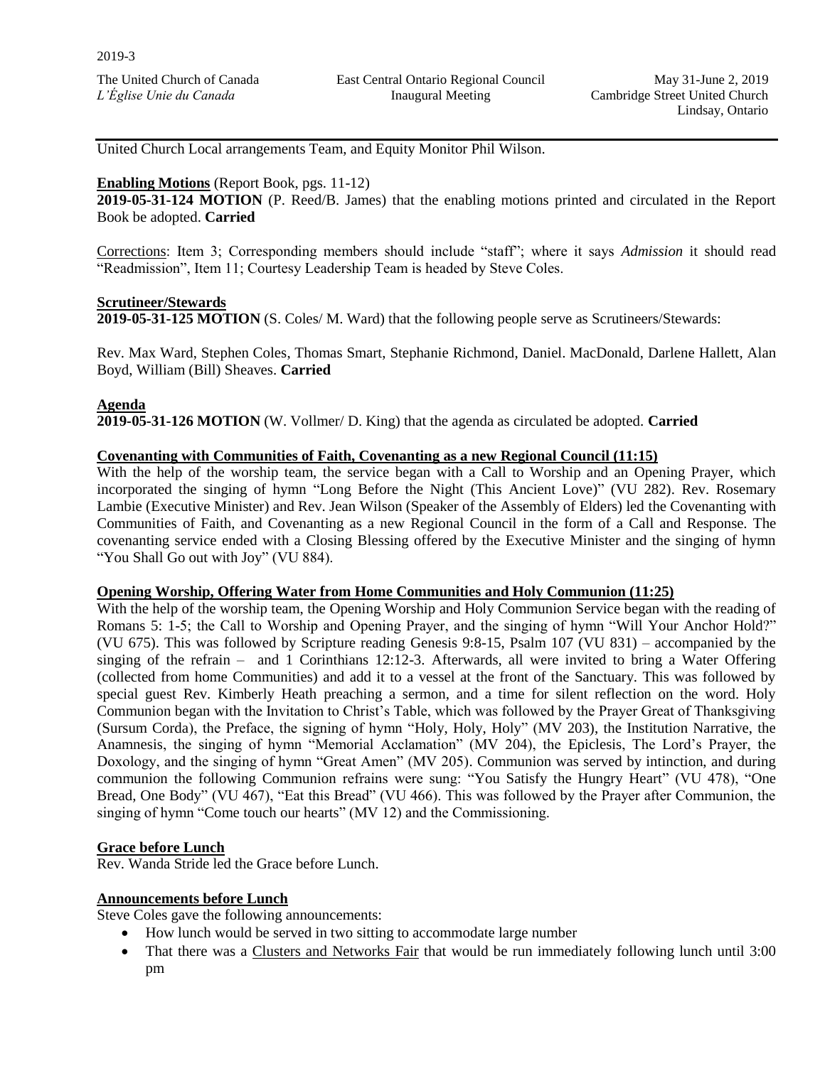United Church Local arrangements Team, and Equity Monitor Phil Wilson.

**Enabling Motions** (Report Book, pgs. 11-12)

**2019-05-31-124 MOTION** (P. Reed/B. James) that the enabling motions printed and circulated in the Report Book be adopted. **Carried**

Corrections: Item 3; Corresponding members should include "staff"; where it says *Admission* it should read "Readmission", Item 11; Courtesy Leadership Team is headed by Steve Coles.

**Scrutineer/Stewards**

**2019-05-31-125 MOTION** (S. Coles/ M. Ward) that the following people serve as Scrutineers/Stewards:

Rev. Max Ward, Stephen Coles, Thomas Smart, Stephanie Richmond, Daniel. MacDonald, Darlene Hallett, Alan Boyd, William (Bill) Sheaves. **Carried**

**Agenda**

**2019-05-31-126 MOTION** (W. Vollmer/ D. King) that the agenda as circulated be adopted. **Carried**

**Covenanting with Communities of Faith, Covenanting as a new Regional Council (11:15)**

With the help of the worship team, the service began with a Call to Worship and an Opening Prayer, which incorporated the singing of hymn "Long Before the Night (This Ancient Love)" (VU 282). Rev. Rosemary Lambie (Executive Minister) and Rev. Jean Wilson (Speaker of the Assembly of Elders) led the Covenanting with Communities of Faith, and Covenanting as a new Regional Council in the form of a Call and Response. The covenanting service ended with a Closing Blessing offered by the Executive Minister and the singing of hymn "You Shall Go out with Joy" (VU 884).

**Opening Worship, Offering Water from Home Communities and Holy Communion (11:25)**

With the help of the worship team, the Opening Worship and Holy Communion Service began with the reading of Romans 5: 1-5; the Call to Worship and Opening Prayer, and the singing of hymn "Will Your Anchor Hold?" (VU 675). This was followed by Scripture reading Genesis 9:8-15, Psalm 107 (VU 831) – accompanied by the singing of the refrain – and 1 Corinthians 12:12-3. Afterwards, all were invited to bring a Water Offering (collected from home Communities) and add it to a vessel at the front of the Sanctuary. This was followed by special guest Rev. Kimberly Heath preaching a sermon, and a time for silent reflection on the word. Holy Communion began with the Invitation to Christ's Table, which was followed by the Prayer Great of Thanksgiving (Sursum Corda), the Preface, the signing of hymn "Holy, Holy, Holy" (MV 203), the Institution Narrative, the Anamnesis, the singing of hymn "Memorial Acclamation" (MV 204), the Epiclesis, The Lord's Prayer, the Doxology, and the singing of hymn "Great Amen" (MV 205). Communion was served by intinction, and during communion the following Communion refrains were sung: "You Satisfy the Hungry Heart" (VU 478), "One Bread, One Body" (VU 467), "Eat this Bread" (VU 466). This was followed by the Prayer after Communion, the singing of hymn "Come touch our hearts" (MV 12) and the Commissioning.

**Grace before Lunch**

Rev. Wanda Stride led the Grace before Lunch.

**Announcements before Lunch**

Steve Coles gave the following announcements:

- How lunch would be served in two sitting to accommodate large number
- That there was a Clusters and Networks Fair that would be run immediately following lunch until 3:00 pm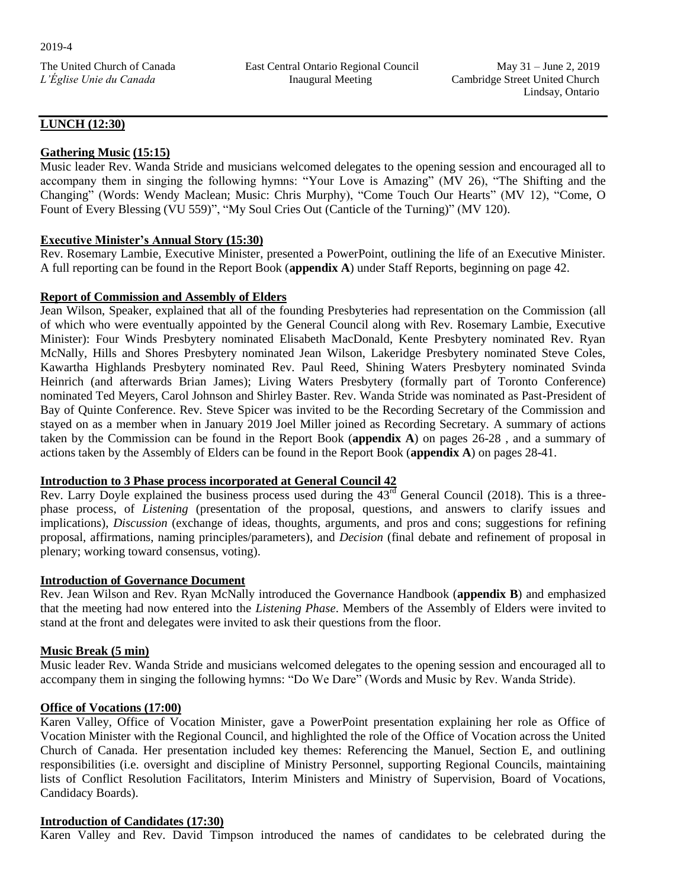**LUNCH (12:30)**

**Gathering Music (15:15)**

Music leader Rev. Wanda Stride and musicians welcomed delegates to the opening session and encouraged all to accompany them in singing the following hymns: "Your Love is Amazing" (MV 26), "The Shifting and the Changing" (Words: Wendy Maclean; Music: Chris Murphy), "Come Touch Our Hearts" (MV 12), "Come, O Fount of Every Blessing (VU 559)", "My Soul Cries Out (Canticle of the Turning)" (MV 120).

**Executive Minister's Annual Story (15:30)**

Rev. Rosemary Lambie, Executive Minister, presented a PowerPoint, outlining the life of an Executive Minister. A full reporting can be found in the Report Book (**appendix A**) under Staff Reports, beginning on page 42.

**Report of Commission and Assembly of Elders**

Jean Wilson, Speaker, explained that all of the founding Presbyteries had representation on the Commission (all of which who were eventually appointed by the General Council along with Rev. Rosemary Lambie, Executive Minister): Four Winds Presbytery nominated Elisabeth MacDonald, Kente Presbytery nominated Rev. Ryan McNally, Hills and Shores Presbytery nominated Jean Wilson, Lakeridge Presbytery nominated Steve Coles, Kawartha Highlands Presbytery nominated Rev. Paul Reed, Shining Waters Presbytery nominated Svinda Heinrich (and afterwards Brian James); Living Waters Presbytery (formally part of Toronto Conference) nominated Ted Meyers, Carol Johnson and Shirley Baster. Rev. Wanda Stride was nominated as Past-President of Bay of Quinte Conference. Rev. Steve Spicer was invited to be the Recording Secretary of the Commission and stayed on as a member when in January 2019 Joel Miller joined as Recording Secretary. A summary of actions taken by the Commission can be found in the Report Book (**appendix A**) on pages 26-28 , and a summary of actions taken by the Assembly of Elders can be found in the Report Book (**appendix A**) on pages 28-41.

**Introduction to 3 Phase process incorporated at General Council 42**

Rev. Larry Doyle explained the business process used during the 43rd General Council (2018). This is a three-phase process, of *Listening* (presentation of the proposal, questions, and answers to clarify issues and implications), *Discussion* (exchange of ideas, thoughts, arguments, and pros and cons; suggestions for refining proposal, affirmations, naming principles/parameters), and *Decision* (final debate and refinement of proposal in plenary; working toward consensus, voting).

**Introduction of Governance Document**

Rev. Jean Wilson and Rev. Ryan McNally introduced the Governance Handbook (**appendix B**) and emphasized that the meeting had now entered into the *Listening Phase*. Members of the Assembly of Elders were invited to stand at the front and delegates were invited to ask their questions from the floor.

**Music Break (5 min)**

Music leader Rev. Wanda Stride and musicians welcomed delegates to the opening session and encouraged all to accompany them in singing the following hymns: "Do We Dare" (Words and Music by Rev. Wanda Stride).

**Office of Vocations (17:00)**

Karen Valley, Office of Vocation Minister, gave a PowerPoint presentation explaining her role as Office of Vocation Minister with the Regional Council, and highlighted the role of the Office of Vocation across the United Church of Canada. Her presentation included key themes: Referencing the Manuel, Section E, and outlining responsibilities (i.e. oversight and discipline of Ministry Personnel, supporting Regional Councils, maintaining lists of Conflict Resolution Facilitators, Interim Ministers and Ministry of Supervision, Board of Vocations, Candidacy Boards).

**Introduction of Candidates (17:30)**

Karen Valley and Rev. David Timpson introduced the names of candidates to be celebrated during the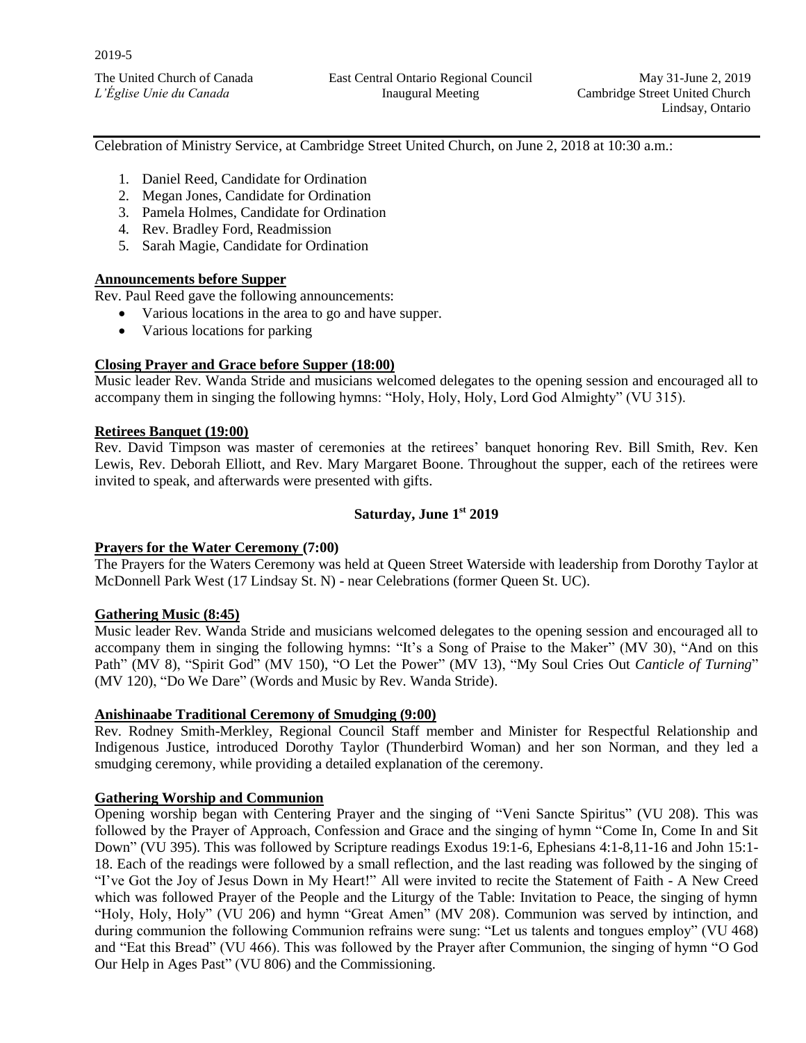Celebration of Ministry Service, at Cambridge Street United Church, on June 2, 2018 at 10:30 a.m.:

1. Daniel Reed, Candidate for Ordination
2. Megan Jones, Candidate for Ordination
3. Pamela Holmes, Candidate for Ordination
4. Rev. Bradley Ford, Readmission
5. Sarah Magie, Candidate for Ordination

**Announcements before Supper**

Rev. Paul Reed gave the following announcements:

- Various locations in the area to go and have supper.
- Various locations for parking

**Closing Prayer and Grace before Supper (18:00)**

Music leader Rev. Wanda Stride and musicians welcomed delegates to the opening session and encouraged all to accompany them in singing the following hymns: "Holy, Holy, Holy, Lord God Almighty" (VU 315).

**Retirees Banquet (19:00)**

Rev. David Timpson was master of ceremonies at the retirees' banquet honoring Rev. Bill Smith, Rev. Ken Lewis, Rev. Deborah Elliott, and Rev. Mary Margaret Boone. Throughout the supper, each of the retirees were invited to speak, and afterwards were presented with gifts.

## Saturday, June 1st 2019

**Prayers for the Water Ceremony (7:00)**

The Prayers for the Waters Ceremony was held at Queen Street Waterside with leadership from Dorothy Taylor at McDonnell Park West (17 Lindsay St. N) - near Celebrations (former Queen St. UC).

**Gathering Music (8:45)**

Music leader Rev. Wanda Stride and musicians welcomed delegates to the opening session and encouraged all to accompany them in singing the following hymns: "It's a Song of Praise to the Maker" (MV 30), "And on this Path" (MV 8), "Spirit God" (MV 150), "O Let the Power" (MV 13), "My Soul Cries Out *Canticle of Turning*" (MV 120), "Do We Dare" (Words and Music by Rev. Wanda Stride).

**Anishinaabe Traditional Ceremony of Smudging (9:00)**

Rev. Rodney Smith-Merkley, Regional Council Staff member and Minister for Respectful Relationship and Indigenous Justice, introduced Dorothy Taylor (Thunderbird Woman) and her son Norman, and they led a smudging ceremony, while providing a detailed explanation of the ceremony.

**Gathering Worship and Communion**

Opening worship began with Centering Prayer and the singing of "Veni Sancte Spiritus" (VU 208). This was followed by the Prayer of Approach, Confession and Grace and the singing of hymn "Come In, Come In and Sit Down" (VU 395). This was followed by Scripture readings Exodus 19:1-6, Ephesians 4:1-8,11-16 and John 15:1-18. Each of the readings were followed by a small reflection, and the last reading was followed by the singing of "I've Got the Joy of Jesus Down in My Heart!" All were invited to recite the Statement of Faith - A New Creed which was followed Prayer of the People and the Liturgy of the Table: Invitation to Peace, the singing of hymn "Holy, Holy, Holy" (VU 206) and hymn "Great Amen" (MV 208). Communion was served by intinction, and during communion the following Communion refrains were sung: "Let us talents and tongues employ" (VU 468) and "Eat this Bread" (VU 466). This was followed by the Prayer after Communion, the singing of hymn "O God Our Help in Ages Past" (VU 806) and the Commissioning.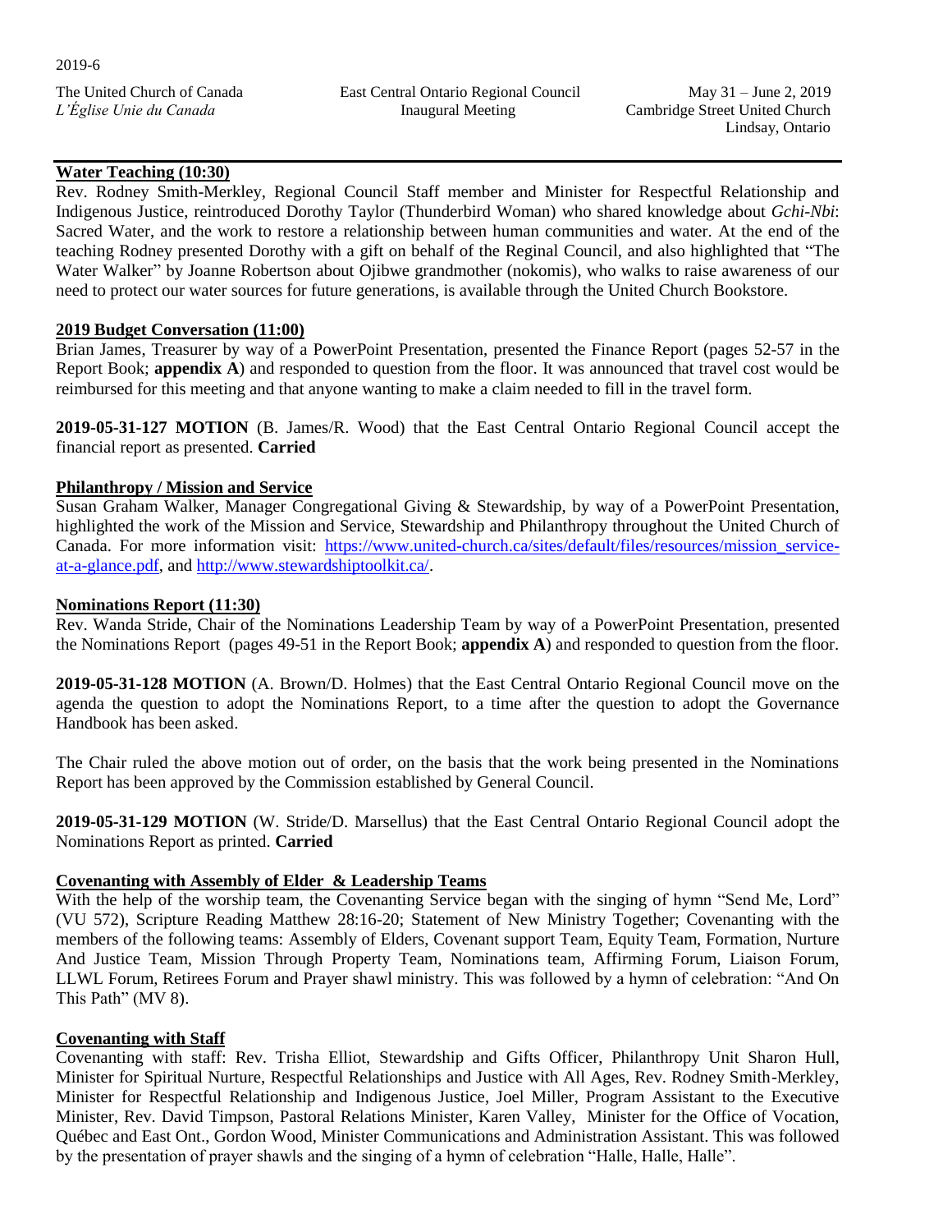## Water Teaching (10:30)

Rev. Rodney Smith-Merkley, Regional Council Staff member and Minister for Respectful Relationship and Indigenous Justice, reintroduced Dorothy Taylor (Thunderbird Woman) who shared knowledge about *Gchi-Nbi*: Sacred Water, and the work to restore a relationship between human communities and water. At the end of the teaching Rodney presented Dorothy with a gift on behalf of the Reginal Council, and also highlighted that "The Water Walker" by Joanne Robertson about Ojibwe grandmother (nokomis), who walks to raise awareness of our need to protect our water sources for future generations, is available through the United Church Bookstore.

## 2019 Budget Conversation (11:00)

Brian James, Treasurer by way of a PowerPoint Presentation, presented the Finance Report (pages 52-57 in the Report Book; **appendix A**) and responded to question from the floor. It was announced that travel cost would be reimbursed for this meeting and that anyone wanting to make a claim needed to fill in the travel form.

**2019-05-31-127 MOTION** (B. James/R. Wood) that the East Central Ontario Regional Council accept the financial report as presented. **Carried**

## Philanthropy / Mission and Service

Susan Graham Walker, Manager Congregational Giving & Stewardship, by way of a PowerPoint Presentation, highlighted the work of the Mission and Service, Stewardship and Philanthropy throughout the United Church of Canada. For more information visit: [https://www.united-church.ca/sites/default/files/resources/mission_service-at-a-glance.pdf](https://www.united-church.ca/sites/default/files/resources/mission_service-at-a-glance.pdf), and [http://www.stewardshiptoolkit.ca/](http://www.stewardshiptoolkit.ca/).

## Nominations Report (11:30)

Rev. Wanda Stride, Chair of the Nominations Leadership Team by way of a PowerPoint Presentation, presented the Nominations Report (pages 49-51 in the Report Book; **appendix A**) and responded to question from the floor.

**2019-05-31-128 MOTION** (A. Brown/D. Holmes) that the East Central Ontario Regional Council move on the agenda the question to adopt the Nominations Report, to a time after the question to adopt the Governance Handbook has been asked.

The Chair ruled the above motion out of order, on the basis that the work being presented in the Nominations Report has been approved by the Commission established by General Council.

**2019-05-31-129 MOTION** (W. Stride/D. Marsellus) that the East Central Ontario Regional Council adopt the Nominations Report as printed. **Carried**

## Covenanting with Assembly of Elder & Leadership Teams

With the help of the worship team, the Covenanting Service began with the singing of hymn "Send Me, Lord" (VU 572), Scripture Reading Matthew 28:16-20; Statement of New Ministry Together; Covenanting with the members of the following teams: Assembly of Elders, Covenant support Team, Equity Team, Formation, Nurture And Justice Team, Mission Through Property Team, Nominations team, Affirming Forum, Liaison Forum, LLWL Forum, Retirees Forum and Prayer shawl ministry. This was followed by a hymn of celebration: "And On This Path" (MV 8).

## Covenanting with Staff

Covenanting with staff: Rev. Trisha Elliot, Stewardship and Gifts Officer, Philanthropy Unit Sharon Hull, Minister for Spiritual Nurture, Respectful Relationships and Justice with All Ages, Rev. Rodney Smith-Merkley, Minister for Respectful Relationship and Indigenous Justice, Joel Miller, Program Assistant to the Executive Minister, Rev. David Timpson, Pastoral Relations Minister, Karen Valley, Minister for the Office of Vocation, Québec and East Ont., Gordon Wood, Minister Communications and Administration Assistant. This was followed by the presentation of prayer shawls and the singing of a hymn of celebration "Halle, Halle, Halle".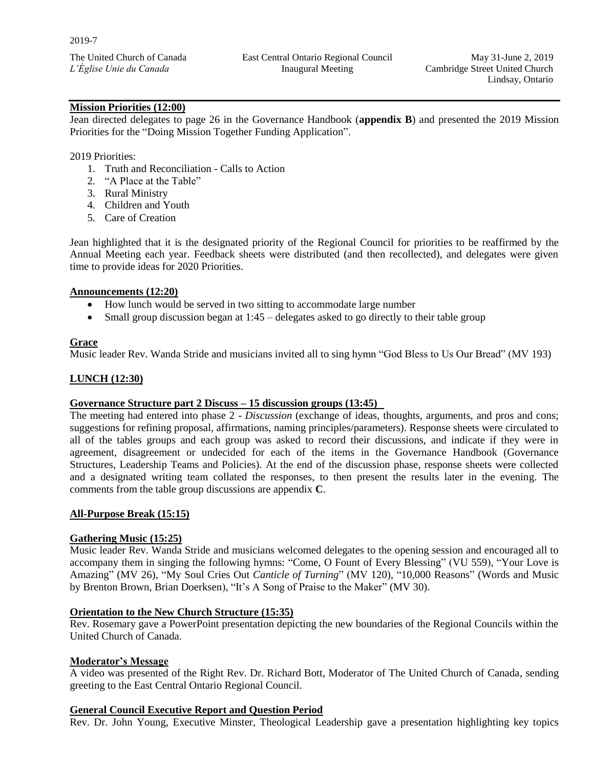**Mission Priorities (12:00)**

Jean directed delegates to page 26 in the Governance Handbook (**appendix B**) and presented the 2019 Mission Priorities for the "Doing Mission Together Funding Application".

2019 Priorities:

1. Truth and Reconciliation - Calls to Action
2. "A Place at the Table"
3. Rural Ministry
4. Children and Youth
5. Care of Creation

Jean highlighted that it is the designated priority of the Regional Council for priorities to be reaffirmed by the Annual Meeting each year. Feedback sheets were distributed (and then recollected), and delegates were given time to provide ideas for 2020 Priorities.

**Announcements (12:20)**

- How lunch would be served in two sitting to accommodate large number
- Small group discussion began at 1:45 – delegates asked to go directly to their table group

**Grace**

Music leader Rev. Wanda Stride and musicians invited all to sing hymn "God Bless to Us Our Bread" (MV 193)

**LUNCH (12:30)**

**Governance Structure part 2 Discuss – 15 discussion groups (13:45)**

The meeting had entered into phase 2 - *Discussion* (exchange of ideas, thoughts, arguments, and pros and cons; suggestions for refining proposal, affirmations, naming principles/parameters). Response sheets were circulated to all of the tables groups and each group was asked to record their discussions, and indicate if they were in agreement, disagreement or undecided for each of the items in the Governance Handbook (Governance Structures, Leadership Teams and Policies). At the end of the discussion phase, response sheets were collected and a designated writing team collated the responses, to then present the results later in the evening. The comments from the table group discussions are appendix **C**.

**All-Purpose Break (15:15)**

**Gathering Music (15:25)**

Music leader Rev. Wanda Stride and musicians welcomed delegates to the opening session and encouraged all to accompany them in singing the following hymns: "Come, O Fount of Every Blessing" (VU 559), "Your Love is Amazing" (MV 26), "My Soul Cries Out *Canticle of Turning*" (MV 120), "10,000 Reasons" (Words and Music by Brenton Brown, Brian Doerksen), "It's A Song of Praise to the Maker" (MV 30).

**Orientation to the New Church Structure (15:35)**

Rev. Rosemary gave a PowerPoint presentation depicting the new boundaries of the Regional Councils within the United Church of Canada.

**Moderator's Message**

A video was presented of the Right Rev. Dr. Richard Bott, Moderator of The United Church of Canada, sending greeting to the East Central Ontario Regional Council.

**General Council Executive Report and Question Period**

Rev. Dr. John Young, Executive Minster, Theological Leadership gave a presentation highlighting key topics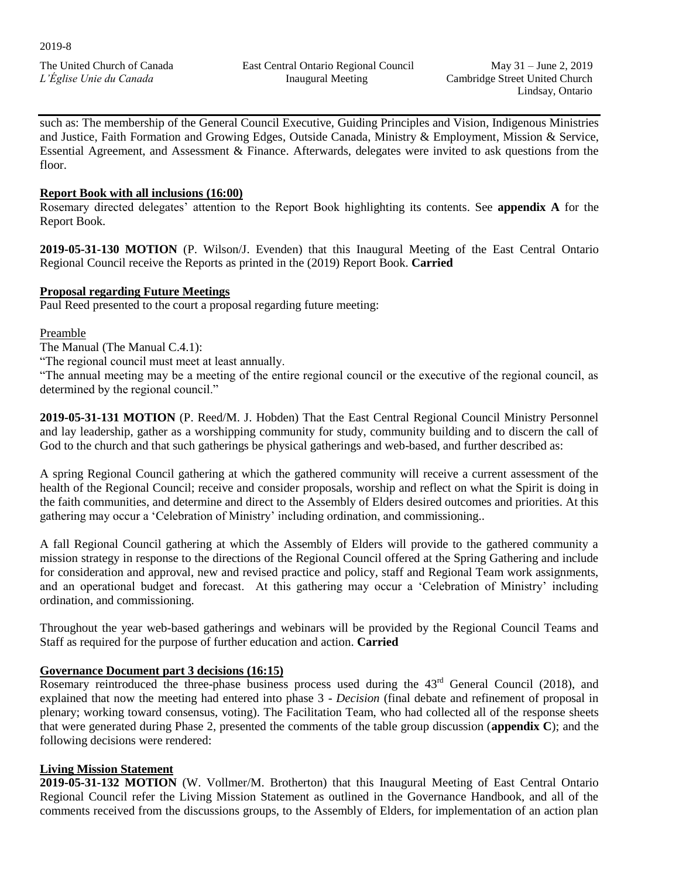such as: The membership of the General Council Executive, Guiding Principles and Vision, Indigenous Ministries and Justice, Faith Formation and Growing Edges, Outside Canada, Ministry & Employment, Mission & Service, Essential Agreement, and Assessment & Finance. Afterwards, delegates were invited to ask questions from the floor.

**Report Book with all inclusions (16:00)**

Rosemary directed delegates' attention to the Report Book highlighting its contents. See **appendix A** for the Report Book.

**2019-05-31-130 MOTION** (P. Wilson/J. Evenden) that this Inaugural Meeting of the East Central Ontario Regional Council receive the Reports as printed in the (2019) Report Book. **Carried**

**Proposal regarding Future Meetings**

Paul Reed presented to the court a proposal regarding future meeting:

Preamble

The Manual (The Manual C.4.1):

"The regional council must meet at least annually.

"The annual meeting may be a meeting of the entire regional council or the executive of the regional council, as determined by the regional council."

**2019-05-31-131 MOTION** (P. Reed/M. J. Hobden) That the East Central Regional Council Ministry Personnel and lay leadership, gather as a worshipping community for study, community building and to discern the call of God to the church and that such gatherings be physical gatherings and web-based, and further described as:

A spring Regional Council gathering at which the gathered community will receive a current assessment of the health of the Regional Council; receive and consider proposals, worship and reflect on what the Spirit is doing in the faith communities, and determine and direct to the Assembly of Elders desired outcomes and priorities. At this gathering may occur a 'Celebration of Ministry' including ordination, and commissioning..

A fall Regional Council gathering at which the Assembly of Elders will provide to the gathered community a mission strategy in response to the directions of the Regional Council offered at the Spring Gathering and include for consideration and approval, new and revised practice and policy, staff and Regional Team work assignments, and an operational budget and forecast. At this gathering may occur a 'Celebration of Ministry' including ordination, and commissioning.

Throughout the year web-based gatherings and webinars will be provided by the Regional Council Teams and Staff as required for the purpose of further education and action. **Carried**

**Governance Document part 3 decisions (16:15)**

Rosemary reintroduced the three-phase business process used during the 43rd General Council (2018), and explained that now the meeting had entered into phase 3 - *Decision* (final debate and refinement of proposal in plenary; working toward consensus, voting). The Facilitation Team, who had collected all of the response sheets that were generated during Phase 2, presented the comments of the table group discussion (**appendix C**); and the following decisions were rendered:

**Living Mission Statement**

**2019-05-31-132 MOTION** (W. Vollmer/M. Brotherton) that this Inaugural Meeting of East Central Ontario Regional Council refer the Living Mission Statement as outlined in the Governance Handbook, and all of the comments received from the discussions groups, to the Assembly of Elders, for implementation of an action plan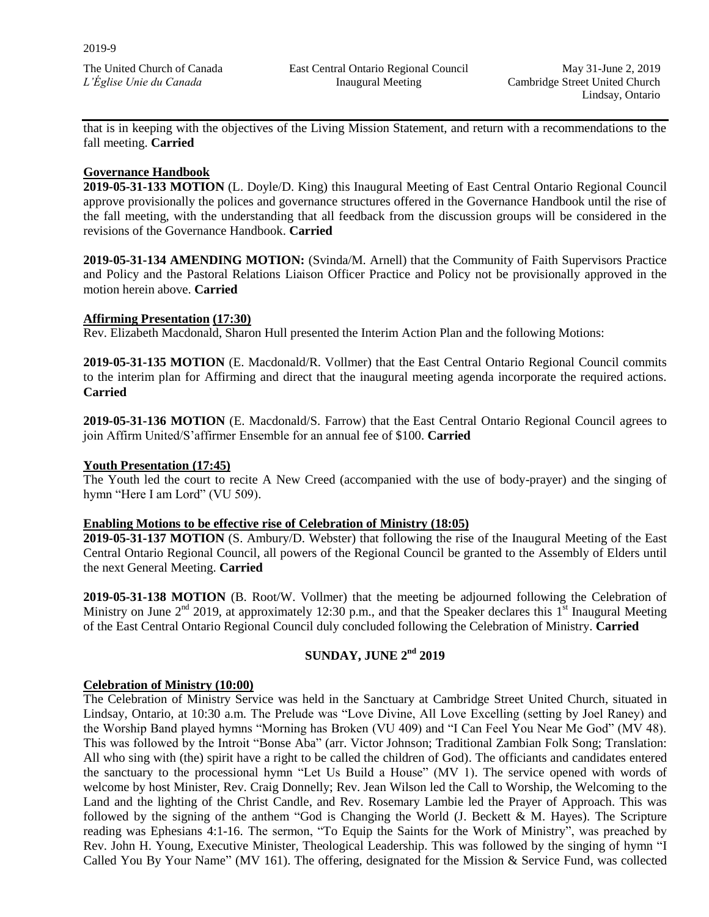that is in keeping with the objectives of the Living Mission Statement, and return with a recommendations to the fall meeting. **Carried**

**Governance Handbook**

**2019-05-31-133 MOTION** (L. Doyle/D. King) this Inaugural Meeting of East Central Ontario Regional Council approve provisionally the polices and governance structures offered in the Governance Handbook until the rise of the fall meeting, with the understanding that all feedback from the discussion groups will be considered in the revisions of the Governance Handbook. **Carried**

**2019-05-31-134 AMENDING MOTION:** (Svinda/M. Arnell) that the Community of Faith Supervisors Practice and Policy and the Pastoral Relations Liaison Officer Practice and Policy not be provisionally approved in the motion herein above. **Carried**

**Affirming Presentation (17:30)**

Rev. Elizabeth Macdonald, Sharon Hull presented the Interim Action Plan and the following Motions:

**2019-05-31-135 MOTION** (E. Macdonald/R. Vollmer) that the East Central Ontario Regional Council commits to the interim plan for Affirming and direct that the inaugural meeting agenda incorporate the required actions. **Carried**

**2019-05-31-136 MOTION** (E. Macdonald/S. Farrow) that the East Central Ontario Regional Council agrees to join Affirm United/S'affirmer Ensemble for an annual fee of $100. **Carried**

**Youth Presentation (17:45)**

The Youth led the court to recite A New Creed (accompanied with the use of body-prayer) and the singing of hymn "Here I am Lord" (VU 509).

**Enabling Motions to be effective rise of Celebration of Ministry (18:05)**

**2019-05-31-137 MOTION** (S. Ambury/D. Webster) that following the rise of the Inaugural Meeting of the East Central Ontario Regional Council, all powers of the Regional Council be granted to the Assembly of Elders until the next General Meeting. **Carried**

**2019-05-31-138 MOTION** (B. Root/W. Vollmer) that the meeting be adjourned following the Celebration of Ministry on June 2nd 2019, at approximately 12:30 p.m., and that the Speaker declares this 1st Inaugural Meeting of the East Central Ontario Regional Council duly concluded following the Celebration of Ministry. **Carried**

## SUNDAY, JUNE 2nd 2019

**Celebration of Ministry (10:00)**

The Celebration of Ministry Service was held in the Sanctuary at Cambridge Street United Church, situated in Lindsay, Ontario, at 10:30 a.m. The Prelude was "Love Divine, All Love Excelling (setting by Joel Raney) and the Worship Band played hymns "Morning has Broken (VU 409) and "I Can Feel You Near Me God" (MV 48). This was followed by the Introit "Bonse Aba" (arr. Victor Johnson; Traditional Zambian Folk Song; Translation: All who sing with (the) spirit have a right to be called the children of God). The officiants and candidates entered the sanctuary to the processional hymn "Let Us Build a House" (MV 1). The service opened with words of welcome by host Minister, Rev. Craig Donnelly; Rev. Jean Wilson led the Call to Worship, the Welcoming to the Land and the lighting of the Christ Candle, and Rev. Rosemary Lambie led the Prayer of Approach. This was followed by the signing of the anthem "God is Changing the World (J. Beckett & M. Hayes). The Scripture reading was Ephesians 4:1-16. The sermon, "To Equip the Saints for the Work of Ministry", was preached by Rev. John H. Young, Executive Minister, Theological Leadership. This was followed by the singing of hymn "I Called You By Your Name" (MV 161). The offering, designated for the Mission & Service Fund, was collected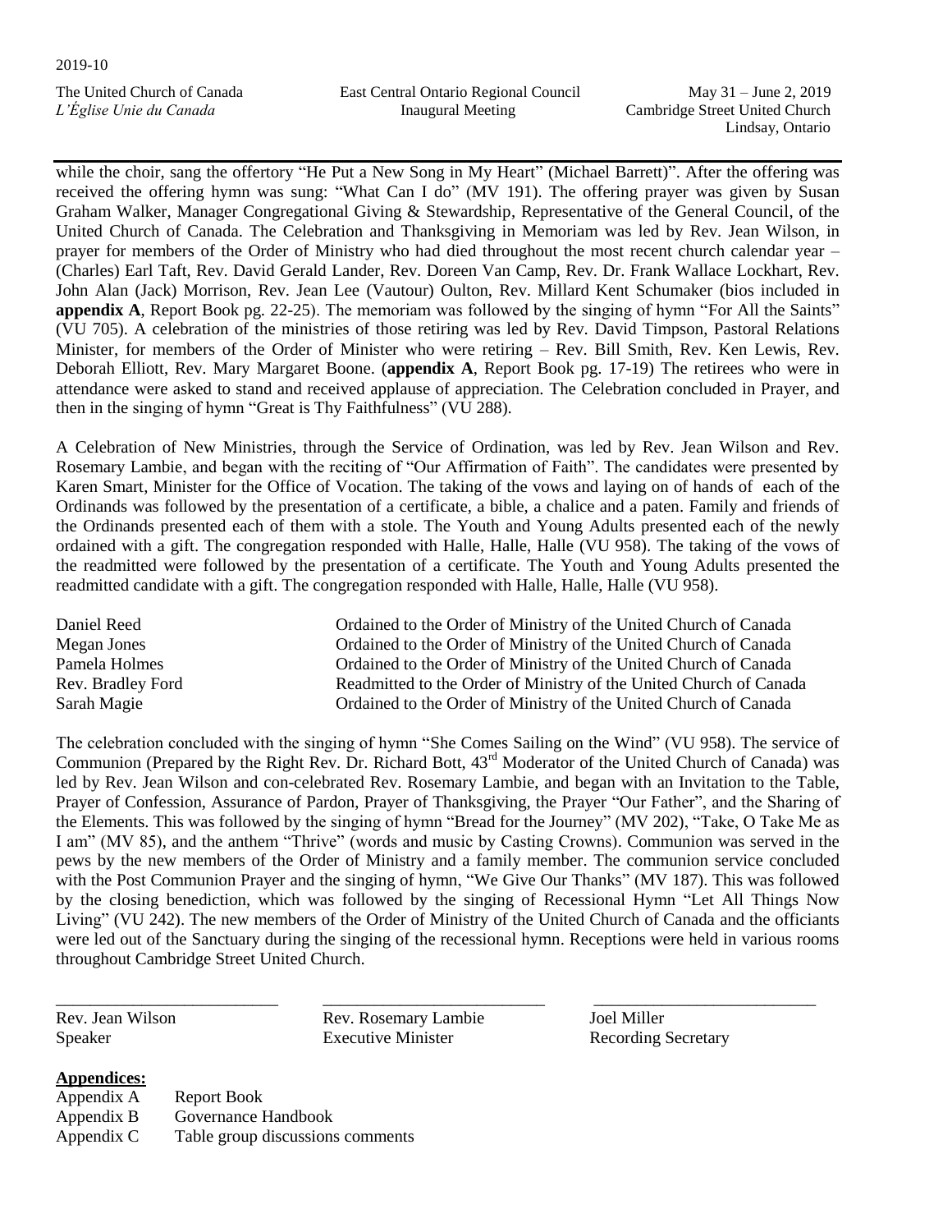while the choir, sang the offertory "He Put a New Song in My Heart" (Michael Barrett)". After the offering was received the offering hymn was sung: "What Can I do" (MV 191). The offering prayer was given by Susan Graham Walker, Manager Congregational Giving & Stewardship, Representative of the General Council, of the United Church of Canada. The Celebration and Thanksgiving in Memoriam was led by Rev. Jean Wilson, in prayer for members of the Order of Ministry who had died throughout the most recent church calendar year – (Charles) Earl Taft, Rev. David Gerald Lander, Rev. Doreen Van Camp, Rev. Dr. Frank Wallace Lockhart, Rev. John Alan (Jack) Morrison, Rev. Jean Lee (Vautour) Oulton, Rev. Millard Kent Schumaker (bios included in **appendix A**, Report Book pg. 22-25). The memoriam was followed by the singing of hymn "For All the Saints" (VU 705). A celebration of the ministries of those retiring was led by Rev. David Timpson, Pastoral Relations Minister, for members of the Order of Minister who were retiring – Rev. Bill Smith, Rev. Ken Lewis, Rev. Deborah Elliott, Rev. Mary Margaret Boone. (**appendix A**, Report Book pg. 17-19) The retirees who were in attendance were asked to stand and received applause of appreciation. The Celebration concluded in Prayer, and then in the singing of hymn "Great is Thy Faithfulness" (VU 288).

A Celebration of New Ministries, through the Service of Ordination, was led by Rev. Jean Wilson and Rev. Rosemary Lambie, and began with the reciting of "Our Affirmation of Faith". The candidates were presented by Karen Smart, Minister for the Office of Vocation. The taking of the vows and laying on of hands of each of the Ordinands was followed by the presentation of a certificate, a bible, a chalice and a paten. Family and friends of the Ordinands presented each of them with a stole. The Youth and Young Adults presented each of the newly ordained with a gift. The congregation responded with Halle, Halle, Halle (VU 958). The taking of the vows of the readmitted were followed by the presentation of a certificate. The Youth and Young Adults presented the readmitted candidate with a gift. The congregation responded with Halle, Halle, Halle (VU 958).

| | |
|---|---|
| Daniel Reed | Ordained to the Order of Ministry of the United Church of Canada |
| Megan Jones | Ordained to the Order of Ministry of the United Church of Canada |
| Pamela Holmes | Ordained to the Order of Ministry of the United Church of Canada |
| Rev. Bradley Ford | Readmitted to the Order of Ministry of the United Church of Canada |
| Sarah Magie | Ordained to the Order of Ministry of the United Church of Canada |

The celebration concluded with the singing of hymn "She Comes Sailing on the Wind" (VU 958). The service of Communion (Prepared by the Right Rev. Dr. Richard Bott, 43rd Moderator of the United Church of Canada) was led by Rev. Jean Wilson and con-celebrated Rev. Rosemary Lambie, and began with an Invitation to the Table, Prayer of Confession, Assurance of Pardon, Prayer of Thanksgiving, the Prayer "Our Father", and the Sharing of the Elements. This was followed by the singing of hymn "Bread for the Journey" (MV 202), "Take, O Take Me as I am" (MV 85), and the anthem "Thrive" (words and music by Casting Crowns). Communion was served in the pews by the new members of the Order of Ministry and a family member. The communion service concluded with the Post Communion Prayer and the singing of hymn, "We Give Our Thanks" (MV 187). This was followed by the closing benediction, which was followed by the singing of Recessional Hymn "Let All Things Now Living" (VU 242). The new members of the Order of Ministry of the United Church of Canada and the officiants were led out of the Sanctuary during the singing of the recessional hymn. Receptions were held in various rooms throughout Cambridge Street United Church.

| | | |
|---|---|---|
| Rev. Jean Wilson | Rev. Rosemary Lambie | Joel Miller |
| Speaker | Executive Minister | Recording Secretary |

**Appendices:**

| | |
|---|---|
| Appendix A | Report Book |
| Appendix B | Governance Handbook |
| Appendix C | Table group discussions comments |